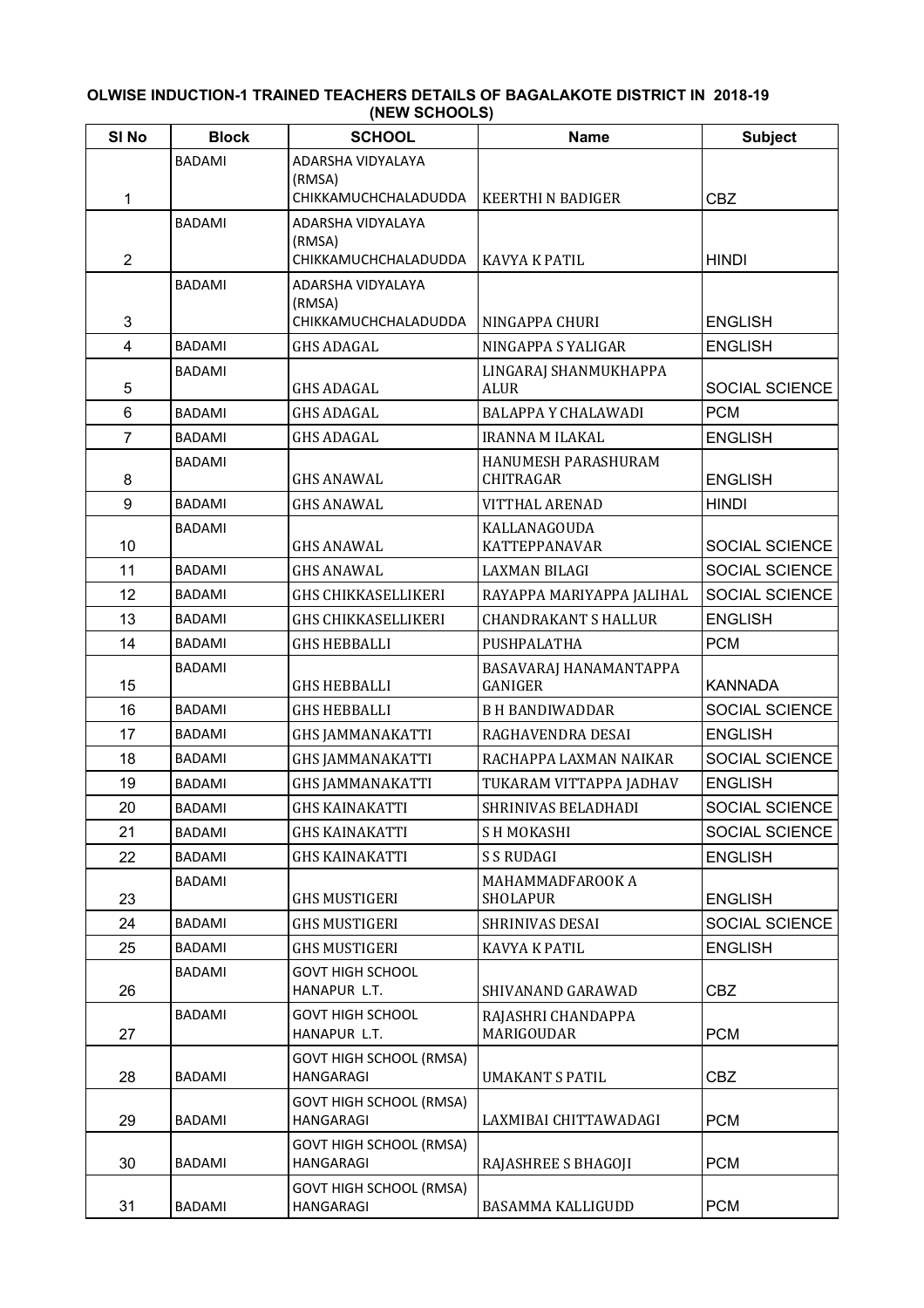**OLWISE INDUCTION-1 TRAINED TEACHERS DETAILS OF BAGALAKOTE DISTRICT IN 2018-19 (NEW SCHOOLS)**

| Sl No | Block | SCHOOL | Name | Subject |
|---|---|---|---|---|
| 1 | BADAMI | ADARSHA VIDYALAYA (RMSA) CHIKKAMUCHCHALADUDDA | KEERTHI N BADIGER | CBZ |
| 2 | BADAMI | ADARSHA VIDYALAYA (RMSA) CHIKKAMUCHCHALADUDDA | KAVYA K PATIL | HINDI |
| 3 | BADAMI | ADARSHA VIDYALAYA (RMSA) CHIKKAMUCHCHALADUDDA | NINGAPPA CHURI | ENGLISH |
| 4 | BADAMI | GHS ADAGAL | NINGAPPA S YALIGAR | ENGLISH |
| 5 | BADAMI | GHS ADAGAL | LINGARAJ SHANMUKHAPPA ALUR | SOCIAL SCIENCE |
| 6 | BADAMI | GHS ADAGAL | BALAPPA Y CHALAWADI | PCM |
| 7 | BADAMI | GHS ADAGAL | IRANNA M ILAKAL | ENGLISH |
| 8 | BADAMI | GHS ANAWAL | HANUMESH PARASHURAM CHITRAGAR | ENGLISH |
| 9 | BADAMI | GHS ANAWAL | VITTHAL ARENAD | HINDI |
| 10 | BADAMI | GHS ANAWAL | KALLANAGOUDA KATTEPPANAVAR | SOCIAL SCIENCE |
| 11 | BADAMI | GHS ANAWAL | LAXMAN BILAGI | SOCIAL SCIENCE |
| 12 | BADAMI | GHS CHIKKASELLIKERI | RAYAPPA MARIYAPPA JALIHAL | SOCIAL SCIENCE |
| 13 | BADAMI | GHS CHIKKASELLIKERI | CHANDRAKANT S HALLUR | ENGLISH |
| 14 | BADAMI | GHS HEBBALLI | PUSHPALATHA | PCM |
| 15 | BADAMI | GHS HEBBALLI | BASAVARAJ HANAMANTAPPA GANIGER | KANNADA |
| 16 | BADAMI | GHS HEBBALLI | B H BANDIWADDAR | SOCIAL SCIENCE |
| 17 | BADAMI | GHS JAMMANAKATTI | RAGHAVENDRA DESAI | ENGLISH |
| 18 | BADAMI | GHS JAMMANAKATTI | RACHAPPA LAXMAN NAIKAR | SOCIAL SCIENCE |
| 19 | BADAMI | GHS JAMMANAKATTI | TUKARAM VITTAPPA JADHAV | ENGLISH |
| 20 | BADAMI | GHS KAINAKATTI | SHRINIVAS BELADHADI | SOCIAL SCIENCE |
| 21 | BADAMI | GHS KAINAKATTI | S H MOKASHI | SOCIAL SCIENCE |
| 22 | BADAMI | GHS KAINAKATTI | S S RUDAGI | ENGLISH |
| 23 | BADAMI | GHS MUSTIGERI | MAHAMMADFAROOK A SHOLAPUR | ENGLISH |
| 24 | BADAMI | GHS MUSTIGERI | SHRINIVAS DESAI | SOCIAL SCIENCE |
| 25 | BADAMI | GHS MUSTIGERI | KAVYA K PATIL | ENGLISH |
| 26 | BADAMI | GOVT HIGH SCHOOL HANAPUR L.T. | SHIVANAND GARAWAD | CBZ |
| 27 | BADAMI | GOVT HIGH SCHOOL HANAPUR L.T. | RAJASHRI CHANDAPPA MARIGOUDAR | PCM |
| 28 | BADAMI | GOVT HIGH SCHOOL (RMSA) HANGARAGI | UMAKANT S PATIL | CBZ |
| 29 | BADAMI | GOVT HIGH SCHOOL (RMSA) HANGARAGI | LAXMIBAI CHITTAWADAGI | PCM |
| 30 | BADAMI | GOVT HIGH SCHOOL (RMSA) HANGARAGI | RAJASHREE S BHAGOJI | PCM |
| 31 | BADAMI | GOVT HIGH SCHOOL (RMSA) HANGARAGI | BASAMMA KALLIGUDD | PCM |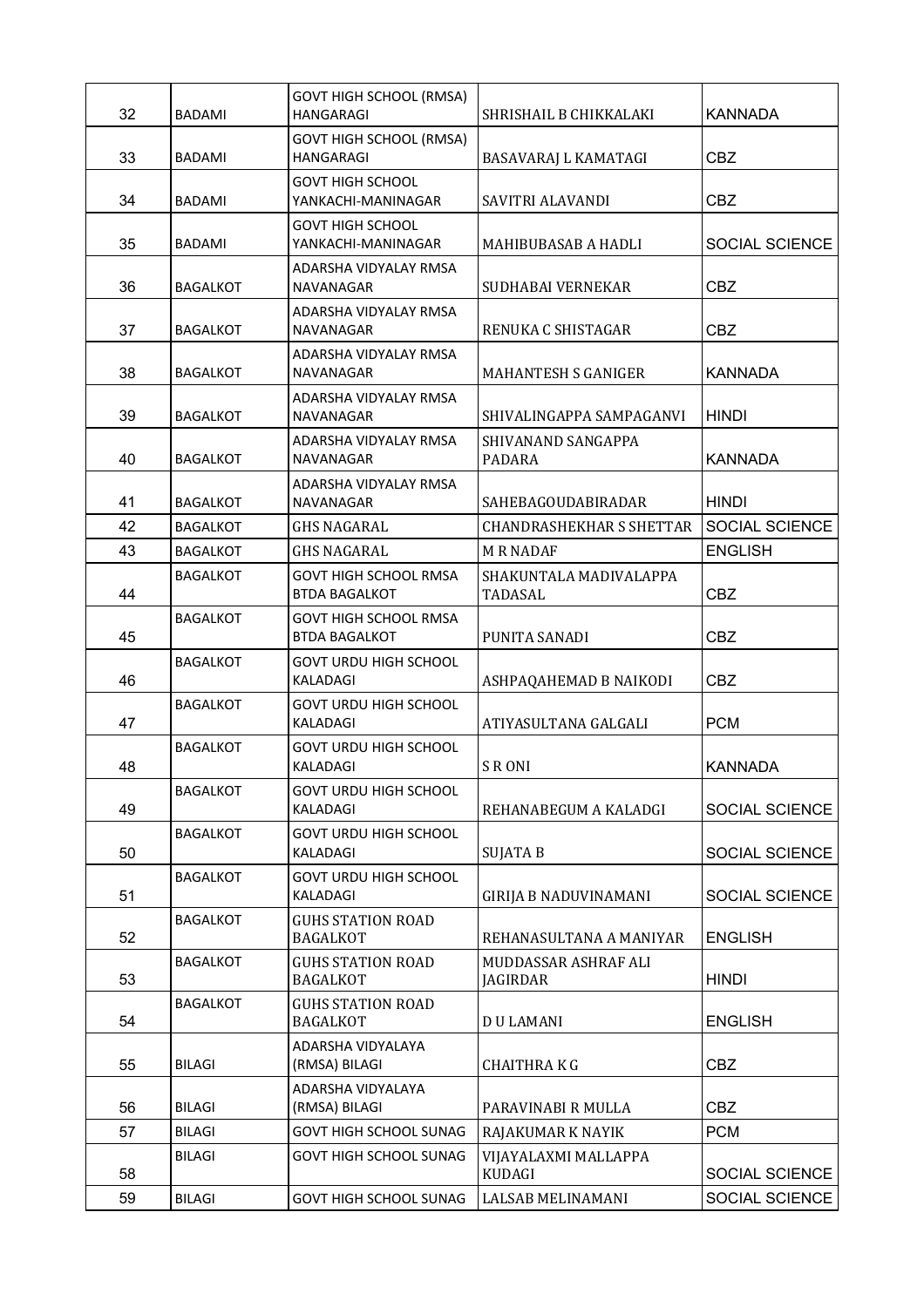| | | | | |
|---|---|---|---|---|
| 32 | BADAMI | GOVT HIGH SCHOOL (RMSA) HANGARAGI | SHRISHAIL B CHIKKALAKI | KANNADA |
| 33 | BADAMI | GOVT HIGH SCHOOL (RMSA) HANGARAGI | BASAVARAJ L KAMATAGI | CBZ |
| 34 | BADAMI | GOVT HIGH SCHOOL YANKACHI-MANINAGAR | SAVITRI ALAVANDI | CBZ |
| 35 | BADAMI | GOVT HIGH SCHOOL YANKACHI-MANINAGAR | MAHIBUBASAB A HADLI | SOCIAL SCIENCE |
| 36 | BAGALKOT | ADARSHA VIDYALAY RMSA NAVANAGAR | SUDHABAI VERNEKAR | CBZ |
| 37 | BAGALKOT | ADARSHA VIDYALAY RMSA NAVANAGAR | RENUKA C SHISTAGAR | CBZ |
| 38 | BAGALKOT | ADARSHA VIDYALAY RMSA NAVANAGAR | MAHANTESH S GANIGER | KANNADA |
| 39 | BAGALKOT | ADARSHA VIDYALAY RMSA NAVANAGAR | SHIVALINGAPPA SAMPAGANVI | HINDI |
| 40 | BAGALKOT | ADARSHA VIDYALAY RMSA NAVANAGAR | SHIVANAND SANGAPPA PADARA | KANNADA |
| 41 | BAGALKOT | ADARSHA VIDYALAY RMSA NAVANAGAR | SAHEBAGOUDABIRADAR | HINDI |
| 42 | BAGALKOT | GHS NAGARAL | CHANDRASHEKHAR S SHETTAR | SOCIAL SCIENCE |
| 43 | BAGALKOT | GHS NAGARAL | M R NADAF | ENGLISH |
| 44 | BAGALKOT | GOVT HIGH SCHOOL RMSA BTDA BAGALKOT | SHAKUNTALA MADIVALAPPA TADASAL | CBZ |
| 45 | BAGALKOT | GOVT HIGH SCHOOL RMSA BTDA BAGALKOT | PUNITA SANADI | CBZ |
| 46 | BAGALKOT | GOVT URDU HIGH SCHOOL KALADAGI | ASHPAQAHEMAD B NAIKODI | CBZ |
| 47 | BAGALKOT | GOVT URDU HIGH SCHOOL KALADAGI | ATIYASULTANA GALGALI | PCM |
| 48 | BAGALKOT | GOVT URDU HIGH SCHOOL KALADAGI | S R ONI | KANNADA |
| 49 | BAGALKOT | GOVT URDU HIGH SCHOOL KALADAGI | REHANABEGUM A KALADGI | SOCIAL SCIENCE |
| 50 | BAGALKOT | GOVT URDU HIGH SCHOOL KALADAGI | SUJATA B | SOCIAL SCIENCE |
| 51 | BAGALKOT | GOVT URDU HIGH SCHOOL KALADAGI | GIRIJA B NADUVINAMANI | SOCIAL SCIENCE |
| 52 | BAGALKOT | GUHS STATION ROAD BAGALKOT | REHANASULTANA A MANIYAR | ENGLISH |
| 53 | BAGALKOT | GUHS STATION ROAD BAGALKOT | MUDDASSAR ASHRAF ALI JAGIRDAR | HINDI |
| 54 | BAGALKOT | GUHS STATION ROAD BAGALKOT | D U LAMANI | ENGLISH |
| 55 | BILAGI | ADARSHA VIDYALAYA (RMSA) BILAGI | CHAITHRA K G | CBZ |
| 56 | BILAGI | ADARSHA VIDYALAYA (RMSA) BILAGI | PARAVINABI R MULLA | CBZ |
| 57 | BILAGI | GOVT HIGH SCHOOL SUNAG | RAJAKUMAR K NAYIK | PCM |
| 58 | BILAGI | GOVT HIGH SCHOOL SUNAG | VIJAYALAXMI MALLAPPA KUDAGI | SOCIAL SCIENCE |
| 59 | BILAGI | GOVT HIGH SCHOOL SUNAG | LALSAB MELINAMANI | SOCIAL SCIENCE |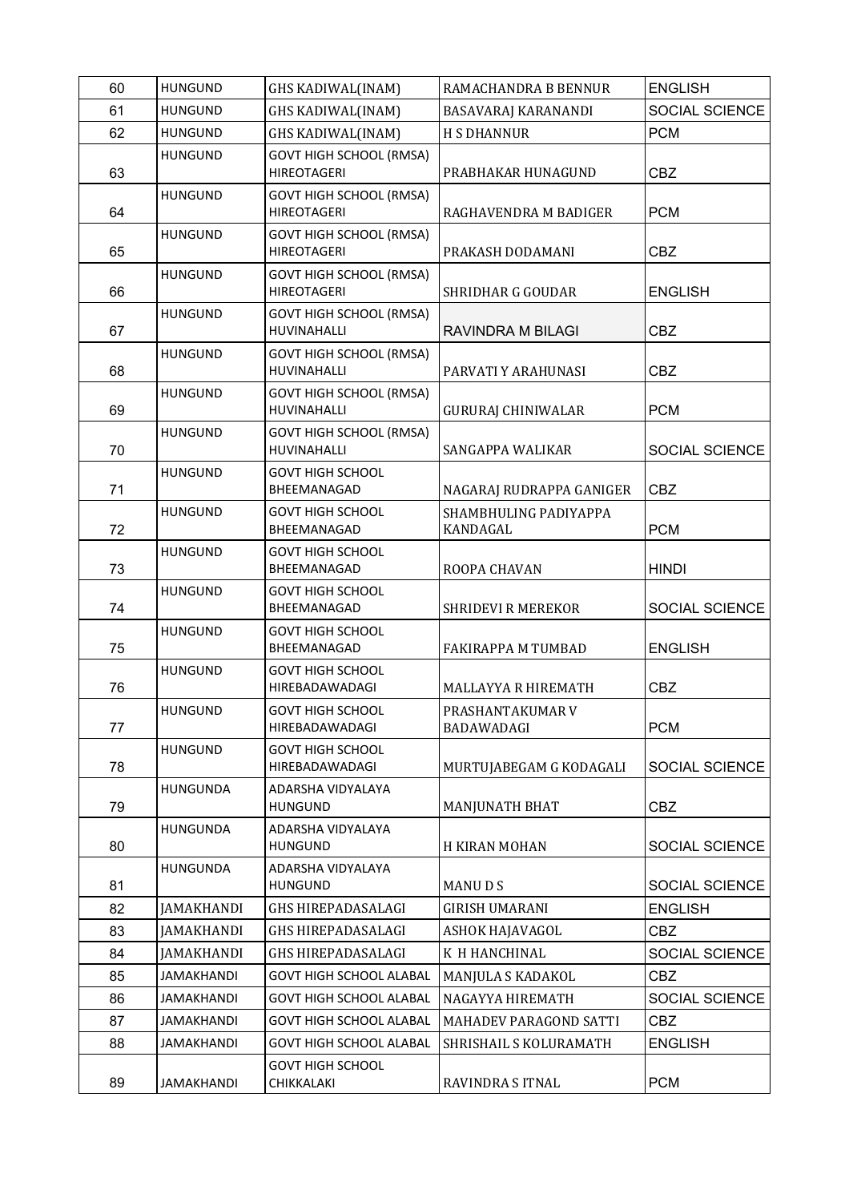| 60 | HUNGUND | GHS KADIWAL(INAM) | RAMACHANDRA B BENNUR | ENGLISH |
|---|---|---|---|---|
| 61 | HUNGUND | GHS KADIWAL(INAM) | BASAVARAJ KARANANDI | SOCIAL SCIENCE |
| 62 | HUNGUND | GHS KADIWAL(INAM) | H S DHANNUR | PCM |
| 63 | HUNGUND | GOVT HIGH SCHOOL (RMSA) HIREOTAGERI | PRABHAKAR HUNAGUND | CBZ |
| 64 | HUNGUND | GOVT HIGH SCHOOL (RMSA) HIREOTAGERI | RAGHAVENDRA M BADIGER | PCM |
| 65 | HUNGUND | GOVT HIGH SCHOOL (RMSA) HIREOTAGERI | PRAKASH DODAMANI | CBZ |
| 66 | HUNGUND | GOVT HIGH SCHOOL (RMSA) HIREOTAGERI | SHRIDHAR G GOUDAR | ENGLISH |
| 67 | HUNGUND | GOVT HIGH SCHOOL (RMSA) HUVINAHALLI | RAVINDRA M BILAGI | CBZ |
| 68 | HUNGUND | GOVT HIGH SCHOOL (RMSA) HUVINAHALLI | PARVATI Y ARAHUNASI | CBZ |
| 69 | HUNGUND | GOVT HIGH SCHOOL (RMSA) HUVINAHALLI | GURURAJ CHINIWALAR | PCM |
| 70 | HUNGUND | GOVT HIGH SCHOOL (RMSA) HUVINAHALLI | SANGAPPA WALIKAR | SOCIAL SCIENCE |
| 71 | HUNGUND | GOVT HIGH SCHOOL BHEEMANAGAD | NAGARAJ RUDRAPPA GANIGER | CBZ |
| 72 | HUNGUND | GOVT HIGH SCHOOL BHEEMANAGAD | SHAMBHULING PADIYAPPA KANDAGAL | PCM |
| 73 | HUNGUND | GOVT HIGH SCHOOL BHEEMANAGAD | ROOPA CHAVAN | HINDI |
| 74 | HUNGUND | GOVT HIGH SCHOOL BHEEMANAGAD | SHRIDEVI R MEREKOR | SOCIAL SCIENCE |
| 75 | HUNGUND | GOVT HIGH SCHOOL BHEEMANAGAD | FAKIRAPPA M TUMBAD | ENGLISH |
| 76 | HUNGUND | GOVT HIGH SCHOOL HIREBADAWADAGI | MALLAYYA R HIREMATH | CBZ |
| 77 | HUNGUND | GOVT HIGH SCHOOL HIREBADAWADAGI | PRASHANTAKUMAR V BADAWADAGI | PCM |
| 78 | HUNGUND | GOVT HIGH SCHOOL HIREBADAWADAGI | MURTUJABEGAM G KODAGALI | SOCIAL SCIENCE |
| 79 | HUNGUNDA | ADARSHA VIDYALAYA HUNGUND | MANJUNATH BHAT | CBZ |
| 80 | HUNGUNDA | ADARSHA VIDYALAYA HUNGUND | H KIRAN MOHAN | SOCIAL SCIENCE |
| 81 | HUNGUNDA | ADARSHA VIDYALAYA HUNGUND | MANU D S | SOCIAL SCIENCE |
| 82 | JAMAKHANDI | GHS HIREPADASALAGI | GIRISH UMARANI | ENGLISH |
| 83 | JAMAKHANDI | GHS HIREPADASALAGI | ASHOK HAJAVAGOL | CBZ |
| 84 | JAMAKHANDI | GHS HIREPADASALAGI | K H HANCHINAL | SOCIAL SCIENCE |
| 85 | JAMAKHANDI | GOVT HIGH SCHOOL ALABAL | MANJULA S KADAKOL | CBZ |
| 86 | JAMAKHANDI | GOVT HIGH SCHOOL ALABAL | NAGAYYA HIREMATH | SOCIAL SCIENCE |
| 87 | JAMAKHANDI | GOVT HIGH SCHOOL ALABAL | MAHADEV PARAGOND SATTI | CBZ |
| 88 | JAMAKHANDI | GOVT HIGH SCHOOL ALABAL | SHRISHAIL S KOLURAMATH | ENGLISH |
| 89 | JAMAKHANDI | GOVT HIGH SCHOOL CHIKKALAKI | RAVINDRA S ITNAL | PCM |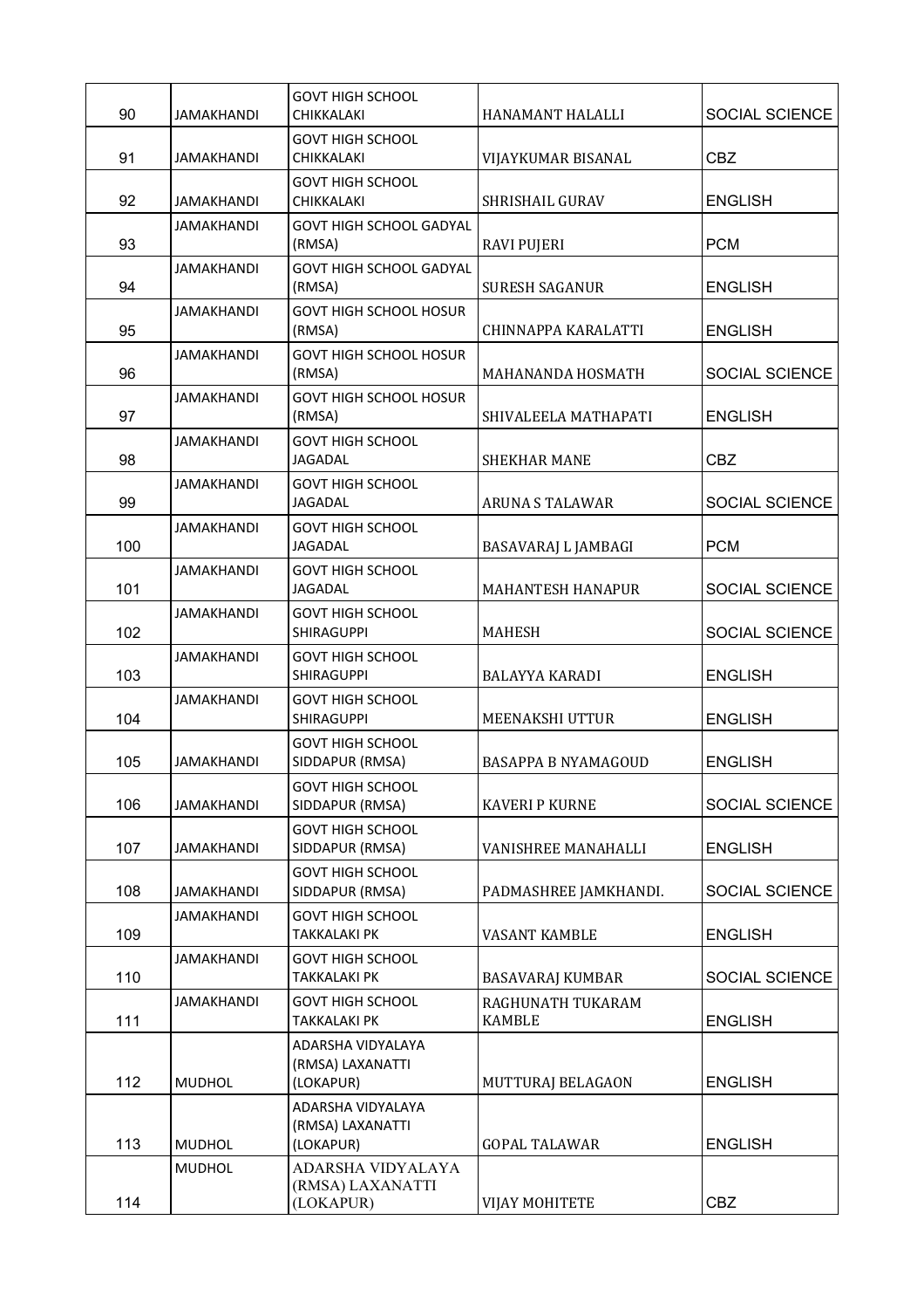| 90 | JAMAKHANDI | GOVT HIGH SCHOOL CHIKKALAKI | HANAMANT HALALLI | SOCIAL SCIENCE |
|---|---|---|---|---|
| 91 | JAMAKHANDI | GOVT HIGH SCHOOL CHIKKALAKI | VIJAYKUMAR BISANAL | CBZ |
| 92 | JAMAKHANDI | GOVT HIGH SCHOOL CHIKKALAKI | SHRISHAIL GURAV | ENGLISH |
| 93 | JAMAKHANDI | GOVT HIGH SCHOOL GADYAL (RMSA) | RAVI PUJERI | PCM |
| 94 | JAMAKHANDI | GOVT HIGH SCHOOL GADYAL (RMSA) | SURESH SAGANUR | ENGLISH |
| 95 | JAMAKHANDI | GOVT HIGH SCHOOL HOSUR (RMSA) | CHINNAPPA KARALATTI | ENGLISH |
| 96 | JAMAKHANDI | GOVT HIGH SCHOOL HOSUR (RMSA) | MAHANANDA HOSMATH | SOCIAL SCIENCE |
| 97 | JAMAKHANDI | GOVT HIGH SCHOOL HOSUR (RMSA) | SHIVALEELA MATHAPATI | ENGLISH |
| 98 | JAMAKHANDI | GOVT HIGH SCHOOL JAGADAL | SHEKHAR MANE | CBZ |
| 99 | JAMAKHANDI | GOVT HIGH SCHOOL JAGADAL | ARUNA S TALAWAR | SOCIAL SCIENCE |
| 100 | JAMAKHANDI | GOVT HIGH SCHOOL JAGADAL | BASAVARAJ L JAMBAGI | PCM |
| 101 | JAMAKHANDI | GOVT HIGH SCHOOL JAGADAL | MAHANTESH HANAPUR | SOCIAL SCIENCE |
| 102 | JAMAKHANDI | GOVT HIGH SCHOOL SHIRAGUPPI | MAHESH | SOCIAL SCIENCE |
| 103 | JAMAKHANDI | GOVT HIGH SCHOOL SHIRAGUPPI | BALAYYA KARADI | ENGLISH |
| 104 | JAMAKHANDI | GOVT HIGH SCHOOL SHIRAGUPPI | MEENAKSHI UTTUR | ENGLISH |
| 105 | JAMAKHANDI | GOVT HIGH SCHOOL SIDDAPUR (RMSA) | BASAPPA B NYAMAGOUD | ENGLISH |
| 106 | JAMAKHANDI | GOVT HIGH SCHOOL SIDDAPUR (RMSA) | KAVERI P KURNE | SOCIAL SCIENCE |
| 107 | JAMAKHANDI | GOVT HIGH SCHOOL SIDDAPUR (RMSA) | VANISHREE MANAHALLI | ENGLISH |
| 108 | JAMAKHANDI | GOVT HIGH SCHOOL SIDDAPUR (RMSA) | PADMASHREE JAMKHANDI. | SOCIAL SCIENCE |
| 109 | JAMAKHANDI | GOVT HIGH SCHOOL TAKKALAKI PK | VASANT KAMBLE | ENGLISH |
| 110 | JAMAKHANDI | GOVT HIGH SCHOOL TAKKALAKI PK | BASAVARAJ KUMBAR | SOCIAL SCIENCE |
| 111 | JAMAKHANDI | GOVT HIGH SCHOOL TAKKALAKI PK | RAGHUNATH TUKARAM KAMBLE | ENGLISH |
| 112 | MUDHOL | ADARSHA VIDYALAYA (RMSA) LAXANATTI (LOKAPUR) | MUTTURAJ BELAGAON | ENGLISH |
| 113 | MUDHOL | ADARSHA VIDYALAYA (RMSA) LAXANATTI (LOKAPUR) | GOPAL TALAWAR | ENGLISH |
| 114 | MUDHOL | ADARSHA VIDYALAYA (RMSA) LAXANATTI (LOKAPUR) | VIJAY MOHITETE | CBZ |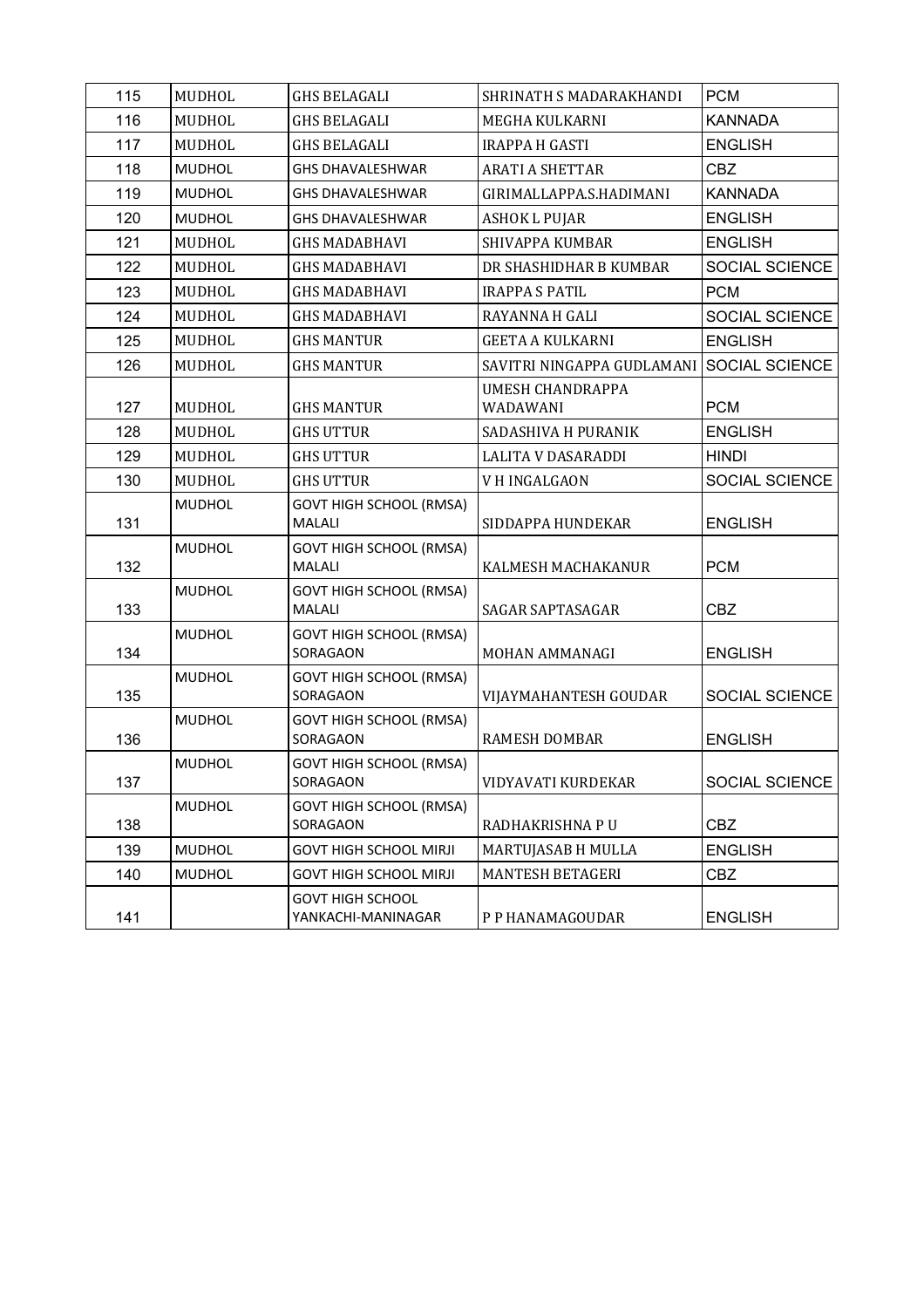| | | | | |
|---|---|---|---|---|
| 115 | MUDHOL | GHS BELAGALI | SHRINATH S MADARAKHANDI | PCM |
| 116 | MUDHOL | GHS BELAGALI | MEGHA KULKARNI | KANNADA |
| 117 | MUDHOL | GHS BELAGALI | IRAPPA H GASTI | ENGLISH |
| 118 | MUDHOL | GHS DHAVALESHWAR | ARATI A SHETTAR | CBZ |
| 119 | MUDHOL | GHS DHAVALESHWAR | GIRIMALLAPPA.S.HADIMANI | KANNADA |
| 120 | MUDHOL | GHS DHAVALESHWAR | ASHOK L PUJAR | ENGLISH |
| 121 | MUDHOL | GHS MADABHAVI | SHIVAPPA KUMBAR | ENGLISH |
| 122 | MUDHOL | GHS MADABHAVI | DR SHASHIDHAR B KUMBAR | SOCIAL SCIENCE |
| 123 | MUDHOL | GHS MADABHAVI | IRAPPA S PATIL | PCM |
| 124 | MUDHOL | GHS MADABHAVI | RAYANNA H GALI | SOCIAL SCIENCE |
| 125 | MUDHOL | GHS MANTUR | GEETA A KULKARNI | ENGLISH |
| 126 | MUDHOL | GHS MANTUR | SAVITRI NINGAPPA GUDLAMANI | SOCIAL SCIENCE |
| 127 | MUDHOL | GHS MANTUR | UMESH CHANDRAPPA WADAWANI | PCM |
| 128 | MUDHOL | GHS UTTUR | SADASHIVA H PURANIK | ENGLISH |
| 129 | MUDHOL | GHS UTTUR | LALITA V DASARADDI | HINDI |
| 130 | MUDHOL | GHS UTTUR | V H INGALGAON | SOCIAL SCIENCE |
| 131 | MUDHOL | GOVT HIGH SCHOOL (RMSA) MALALI | SIDDAPPA HUNDEKAR | ENGLISH |
| 132 | MUDHOL | GOVT HIGH SCHOOL (RMSA) MALALI | KALMESH MACHAKANUR | PCM |
| 133 | MUDHOL | GOVT HIGH SCHOOL (RMSA) MALALI | SAGAR SAPTASAGAR | CBZ |
| 134 | MUDHOL | GOVT HIGH SCHOOL (RMSA) SORAGAON | MOHAN AMMANAGI | ENGLISH |
| 135 | MUDHOL | GOVT HIGH SCHOOL (RMSA) SORAGAON | VIJAYMAHANTESH GOUDAR | SOCIAL SCIENCE |
| 136 | MUDHOL | GOVT HIGH SCHOOL (RMSA) SORAGAON | RAMESH DOMBAR | ENGLISH |
| 137 | MUDHOL | GOVT HIGH SCHOOL (RMSA) SORAGAON | VIDYAVATI KURDEKAR | SOCIAL SCIENCE |
| 138 | MUDHOL | GOVT HIGH SCHOOL (RMSA) SORAGAON | RADHAKRISHNA P U | CBZ |
| 139 | MUDHOL | GOVT HIGH SCHOOL MIRJI | MARTUJASAB H MULLA | ENGLISH |
| 140 | MUDHOL | GOVT HIGH SCHOOL MIRJI | MANTESH BETAGERI | CBZ |
| 141 | | GOVT HIGH SCHOOL YANKACHI-MANINAGAR | P P HANAMAGOUDAR | ENGLISH |